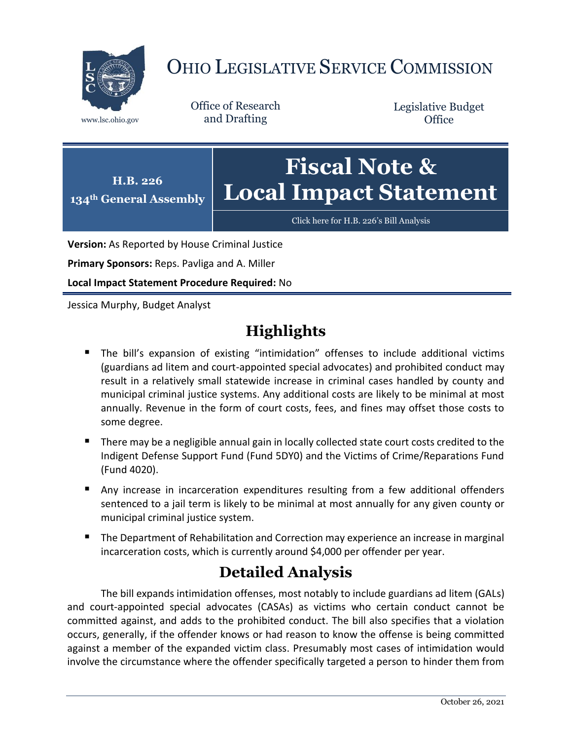# OHIO LEGISLATIVE SERVICE COMMISSION

www.lsc.ohio.gov

Office of Research and Drafting

Legislative Budget Office

**H.B. 226**
**134th General Assembly**

# Fiscal Note & Local Impact Statement

Click here for H.B. 226's Bill Analysis

**Version:** As Reported by House Criminal Justice

**Primary Sponsors:** Reps. Pavliga and A. Miller

**Local Impact Statement Procedure Required:** No

Jessica Murphy, Budget Analyst

## Highlights

- The bill's expansion of existing "intimidation" offenses to include additional victims (guardians ad litem and court-appointed special advocates) and prohibited conduct may result in a relatively small statewide increase in criminal cases handled by county and municipal criminal justice systems. Any additional costs are likely to be minimal at most annually. Revenue in the form of court costs, fees, and fines may offset those costs to some degree.
- There may be a negligible annual gain in locally collected state court costs credited to the Indigent Defense Support Fund (Fund 5DY0) and the Victims of Crime/Reparations Fund (Fund 4020).
- Any increase in incarceration expenditures resulting from a few additional offenders sentenced to a jail term is likely to be minimal at most annually for any given county or municipal criminal justice system.
- The Department of Rehabilitation and Correction may experience an increase in marginal incarceration costs, which is currently around $4,000 per offender per year.

## Detailed Analysis

The bill expands intimidation offenses, most notably to include guardians ad litem (GALs) and court-appointed special advocates (CASAs) as victims who certain conduct cannot be committed against, and adds to the prohibited conduct. The bill also specifies that a violation occurs, generally, if the offender knows or had reason to know the offense is being committed against a member of the expanded victim class. Presumably most cases of intimidation would involve the circumstance where the offender specifically targeted a person to hinder them from

October 26, 2021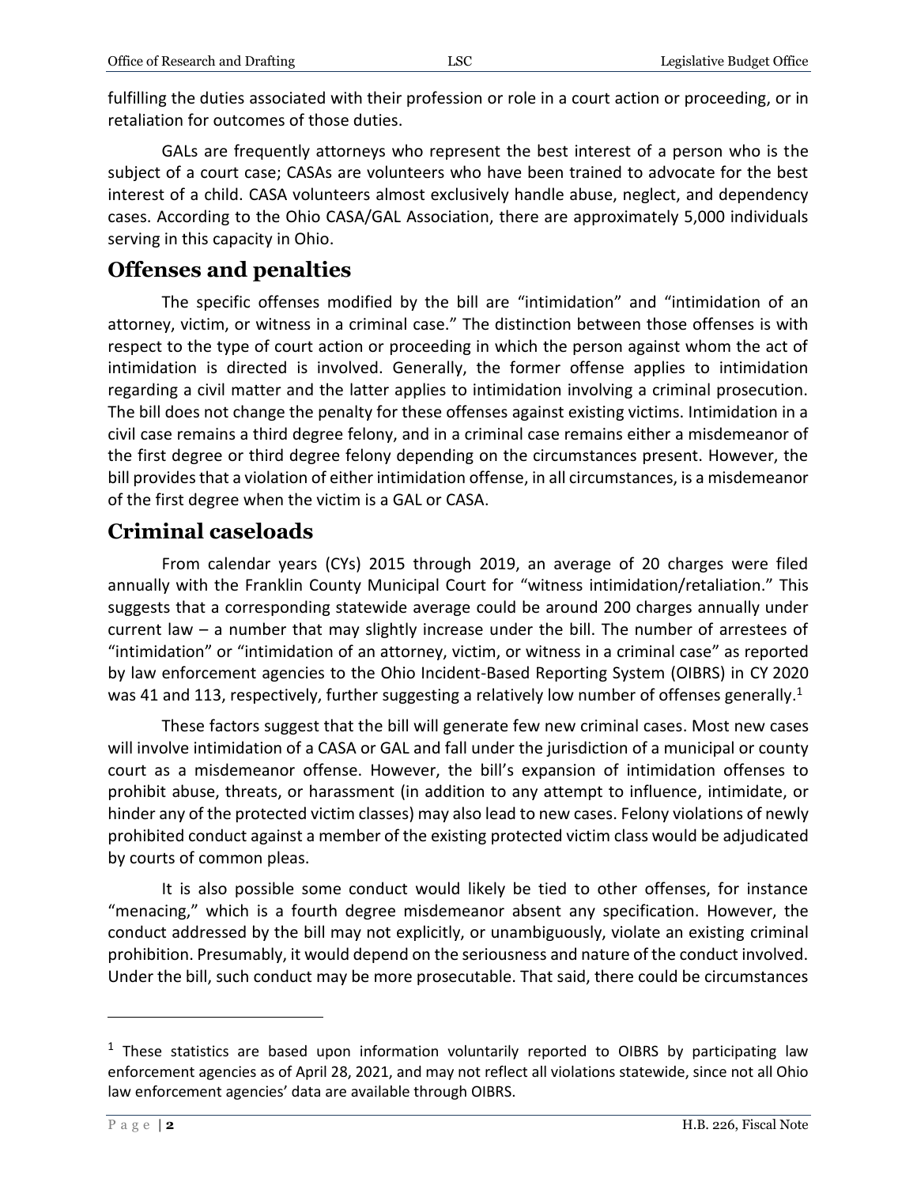fulfilling the duties associated with their profession or role in a court action or proceeding, or in retaliation for outcomes of those duties.

GALs are frequently attorneys who represent the best interest of a person who is the subject of a court case; CASAs are volunteers who have been trained to advocate for the best interest of a child. CASA volunteers almost exclusively handle abuse, neglect, and dependency cases. According to the Ohio CASA/GAL Association, there are approximately 5,000 individuals serving in this capacity in Ohio.

## Offenses and penalties

The specific offenses modified by the bill are "intimidation" and "intimidation of an attorney, victim, or witness in a criminal case." The distinction between those offenses is with respect to the type of court action or proceeding in which the person against whom the act of intimidation is directed is involved. Generally, the former offense applies to intimidation regarding a civil matter and the latter applies to intimidation involving a criminal prosecution. The bill does not change the penalty for these offenses against existing victims. Intimidation in a civil case remains a third degree felony, and in a criminal case remains either a misdemeanor of the first degree or third degree felony depending on the circumstances present. However, the bill provides that a violation of either intimidation offense, in all circumstances, is a misdemeanor of the first degree when the victim is a GAL or CASA.

## Criminal caseloads

From calendar years (CYs) 2015 through 2019, an average of 20 charges were filed annually with the Franklin County Municipal Court for "witness intimidation/retaliation." This suggests that a corresponding statewide average could be around 200 charges annually under current law – a number that may slightly increase under the bill. The number of arrestees of "intimidation" or "intimidation of an attorney, victim, or witness in a criminal case" as reported by law enforcement agencies to the Ohio Incident-Based Reporting System (OIBRS) in CY 2020 was 41 and 113, respectively, further suggesting a relatively low number of offenses generally.[1]

These factors suggest that the bill will generate few new criminal cases. Most new cases will involve intimidation of a CASA or GAL and fall under the jurisdiction of a municipal or county court as a misdemeanor offense. However, the bill's expansion of intimidation offenses to prohibit abuse, threats, or harassment (in addition to any attempt to influence, intimidate, or hinder any of the protected victim classes) may also lead to new cases. Felony violations of newly prohibited conduct against a member of the existing protected victim class would be adjudicated by courts of common pleas.

It is also possible some conduct would likely be tied to other offenses, for instance "menacing," which is a fourth degree misdemeanor absent any specification. However, the conduct addressed by the bill may not explicitly, or unambiguously, violate an existing criminal prohibition. Presumably, it would depend on the seriousness and nature of the conduct involved. Under the bill, such conduct may be more prosecutable. That said, there could be circumstances

---

[1] These statistics are based upon information voluntarily reported to OIBRS by participating law enforcement agencies as of April 28, 2021, and may not reflect all violations statewide, since not all Ohio law enforcement agencies' data are available through OIBRS.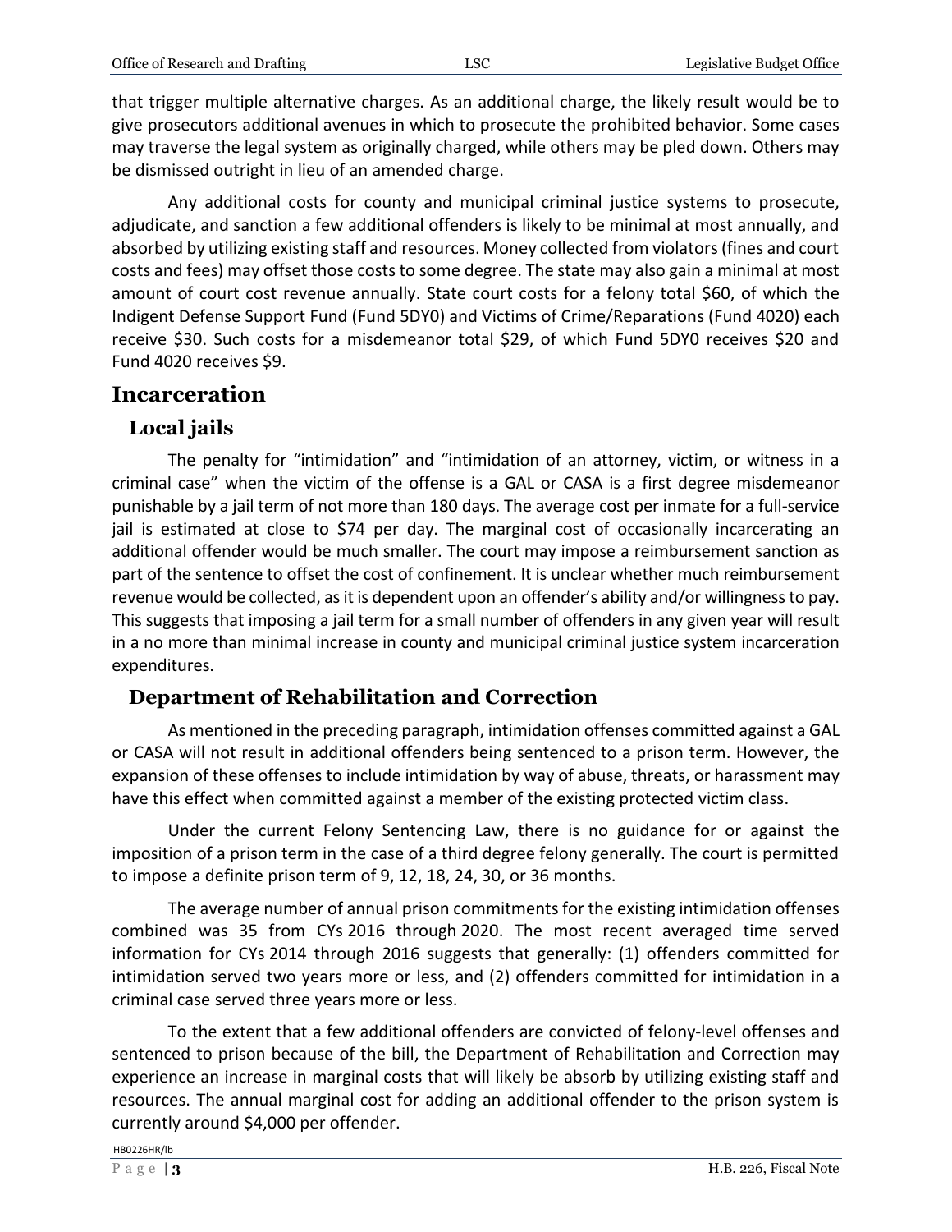that trigger multiple alternative charges. As an additional charge, the likely result would be to give prosecutors additional avenues in which to prosecute the prohibited behavior. Some cases may traverse the legal system as originally charged, while others may be pled down. Others may be dismissed outright in lieu of an amended charge.

Any additional costs for county and municipal criminal justice systems to prosecute, adjudicate, and sanction a few additional offenders is likely to be minimal at most annually, and absorbed by utilizing existing staff and resources. Money collected from violators (fines and court costs and fees) may offset those costs to some degree. The state may also gain a minimal at most amount of court cost revenue annually. State court costs for a felony total $60, of which the Indigent Defense Support Fund (Fund 5DY0) and Victims of Crime/Reparations (Fund 4020) each receive $30. Such costs for a misdemeanor total $29, of which Fund 5DY0 receives $20 and Fund 4020 receives $9.

## Incarceration

### Local jails

The penalty for "intimidation" and "intimidation of an attorney, victim, or witness in a criminal case" when the victim of the offense is a GAL or CASA is a first degree misdemeanor punishable by a jail term of not more than 180 days. The average cost per inmate for a full-service jail is estimated at close to $74 per day. The marginal cost of occasionally incarcerating an additional offender would be much smaller. The court may impose a reimbursement sanction as part of the sentence to offset the cost of confinement. It is unclear whether much reimbursement revenue would be collected, as it is dependent upon an offender's ability and/or willingness to pay. This suggests that imposing a jail term for a small number of offenders in any given year will result in a no more than minimal increase in county and municipal criminal justice system incarceration expenditures.

### Department of Rehabilitation and Correction

As mentioned in the preceding paragraph, intimidation offenses committed against a GAL or CASA will not result in additional offenders being sentenced to a prison term. However, the expansion of these offenses to include intimidation by way of abuse, threats, or harassment may have this effect when committed against a member of the existing protected victim class.

Under the current Felony Sentencing Law, there is no guidance for or against the imposition of a prison term in the case of a third degree felony generally. The court is permitted to impose a definite prison term of 9, 12, 18, 24, 30, or 36 months.

The average number of annual prison commitments for the existing intimidation offenses combined was 35 from CYs 2016 through 2020. The most recent averaged time served information for CYs 2014 through 2016 suggests that generally: (1) offenders committed for intimidation served two years more or less, and (2) offenders committed for intimidation in a criminal case served three years more or less.

To the extent that a few additional offenders are convicted of felony-level offenses and sentenced to prison because of the bill, the Department of Rehabilitation and Correction may experience an increase in marginal costs that will likely be absorb by utilizing existing staff and resources. The annual marginal cost for adding an additional offender to the prison system is currently around $4,000 per offender.